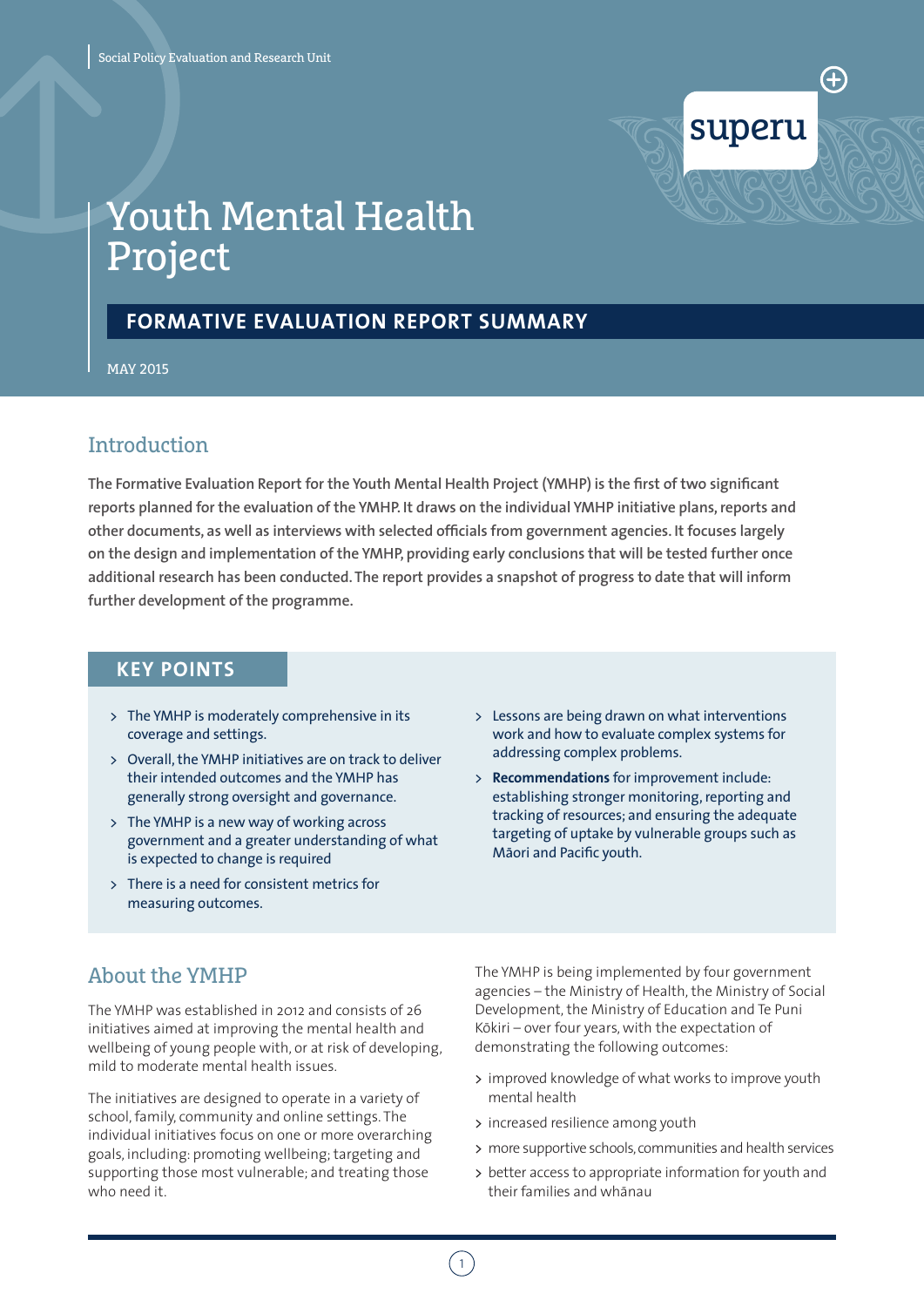Social Policy Evaluation and Research Unit

superu

# Youth Mental Health Project

## FORMATIVE EVALUATION REPORT SUMMARY

MAY 2015

## Introduction

**The Formative Evaluation Report for the Youth Mental Health Project (YMHP) is the first of two significant reports planned for the evaluation of the YMHP. It draws on the individual YMHP initiative plans, reports and other documents, as well as interviews with selected officials from government agencies. It focuses largely on the design and implementation of the YMHP, providing early conclusions that will be tested further once additional research has been conducted. The report provides a snapshot of progress to date that will inform further development of the programme.**

### KEY POINTS

- The YMHP is moderately comprehensive in its coverage and settings.
- Overall, the YMHP initiatives are on track to deliver their intended outcomes and the YMHP has generally strong oversight and governance.
- The YMHP is a new way of working across government and a greater understanding of what is expected to change is required
- There is a need for consistent metrics for measuring outcomes.
- Lessons are being drawn on what interventions work and how to evaluate complex systems for addressing complex problems.
- **Recommendations** for improvement include: establishing stronger monitoring, reporting and tracking of resources; and ensuring the adequate targeting of uptake by vulnerable groups such as Māori and Pacific youth.

## About the YMHP

The YMHP was established in 2012 and consists of 26 initiatives aimed at improving the mental health and wellbeing of young people with, or at risk of developing, mild to moderate mental health issues.

The initiatives are designed to operate in a variety of school, family, community and online settings. The individual initiatives focus on one or more overarching goals, including: promoting wellbeing; targeting and supporting those most vulnerable; and treating those who need it.

The YMHP is being implemented by four government agencies – the Ministry of Health, the Ministry of Social Development, the Ministry of Education and Te Puni Kōkiri – over four years, with the expectation of demonstrating the following outcomes:

- improved knowledge of what works to improve youth mental health
- increased resilience among youth
- more supportive schools, communities and health services
- better access to appropriate information for youth and their families and whānau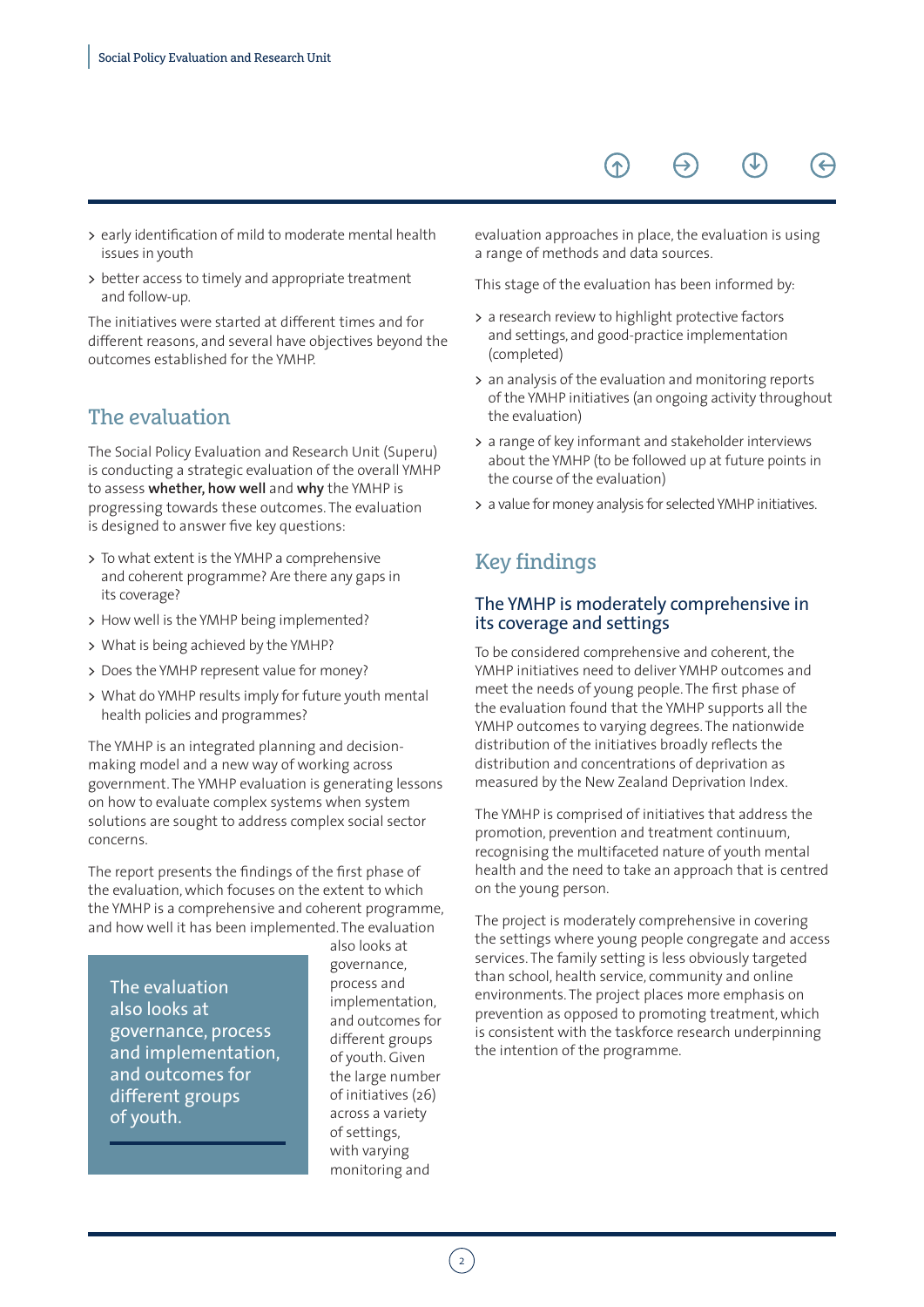- early identification of mild to moderate mental health issues in youth
- better access to timely and appropriate treatment and follow-up.

The initiatives were started at different times and for different reasons, and several have objectives beyond the outcomes established for the YMHP.

## The evaluation

The Social Policy Evaluation and Research Unit (Superu) is conducting a strategic evaluation of the overall YMHP to assess **whether, how well** and **why** the YMHP is progressing towards these outcomes. The evaluation is designed to answer five key questions:

- To what extent is the YMHP a comprehensive and coherent programme? Are there any gaps in its coverage?
- How well is the YMHP being implemented?
- What is being achieved by the YMHP?
- Does the YMHP represent value for money?
- What do YMHP results imply for future youth mental health policies and programmes?

The YMHP is an integrated planning and decision-making model and a new way of working across government. The YMHP evaluation is generating lessons on how to evaluate complex systems when system solutions are sought to address complex social sector concerns.

The report presents the findings of the first phase of the evaluation, which focuses on the extent to which the YMHP is a comprehensive and coherent programme, and how well it has been implemented. The evaluation also looks at governance, process and implementation, and outcomes for different groups of youth. Given the large number of initiatives (26) across a variety of settings, with varying monitoring and evaluation approaches in place, the evaluation is using a range of methods and data sources.

> The evaluation also looks at governance, process and implementation, and outcomes for different groups of youth.

This stage of the evaluation has been informed by:

- a research review to highlight protective factors and settings, and good-practice implementation (completed)
- an analysis of the evaluation and monitoring reports of the YMHP initiatives (an ongoing activity throughout the evaluation)
- a range of key informant and stakeholder interviews about the YMHP (to be followed up at future points in the course of the evaluation)
- a value for money analysis for selected YMHP initiatives.

## Key findings

### The YMHP is moderately comprehensive in its coverage and settings

To be considered comprehensive and coherent, the YMHP initiatives need to deliver YMHP outcomes and meet the needs of young people. The first phase of the evaluation found that the YMHP supports all the YMHP outcomes to varying degrees. The nationwide distribution of the initiatives broadly reflects the distribution and concentrations of deprivation as measured by the New Zealand Deprivation Index.

The YMHP is comprised of initiatives that address the promotion, prevention and treatment continuum, recognising the multifaceted nature of youth mental health and the need to take an approach that is centred on the young person.

The project is moderately comprehensive in covering the settings where young people congregate and access services. The family setting is less obviously targeted than school, health service, community and online environments. The project places more emphasis on prevention as opposed to promoting treatment, which is consistent with the taskforce research underpinning the intention of the programme.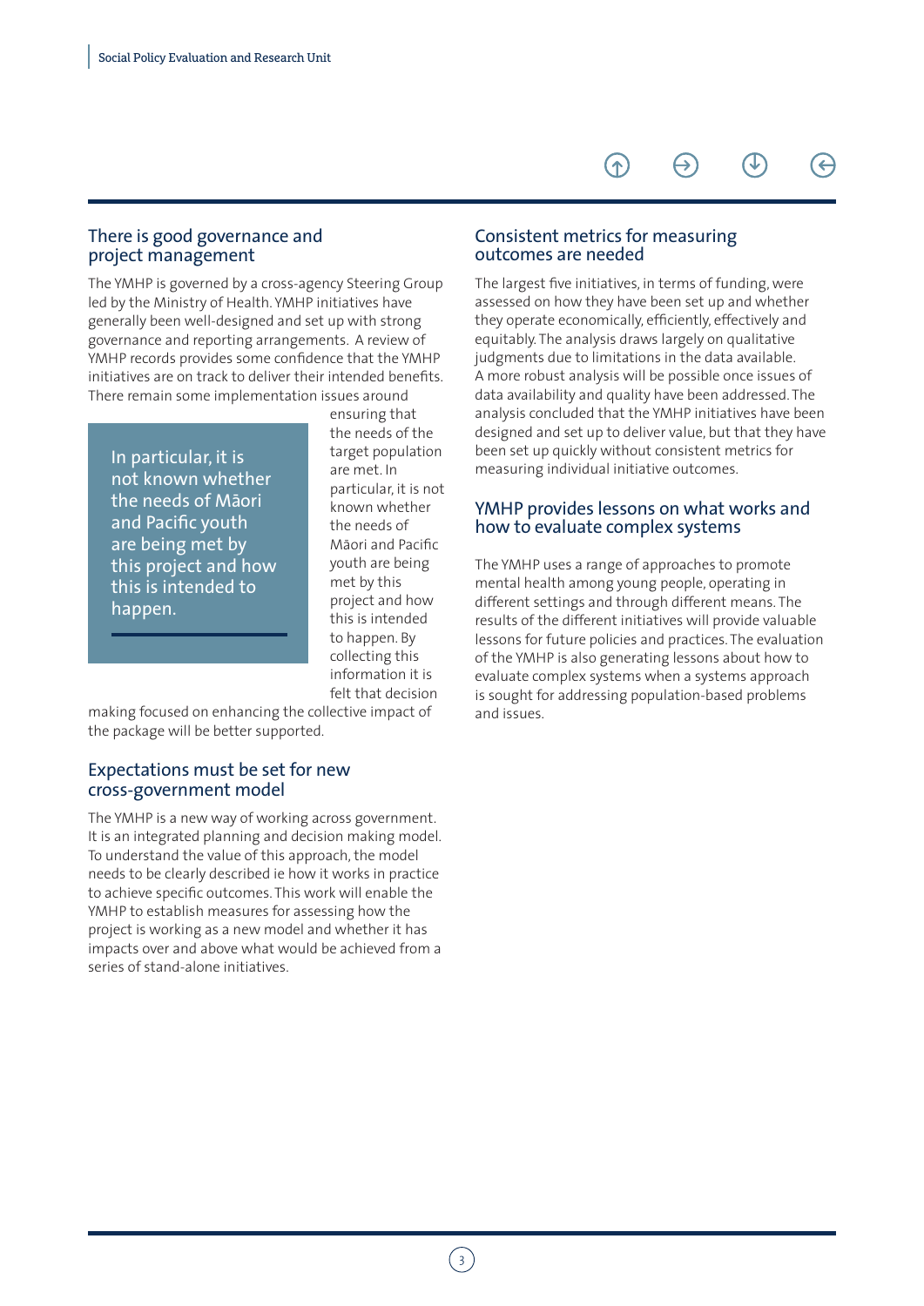## There is good governance and project management

The YMHP is governed by a cross-agency Steering Group led by the Ministry of Health. YMHP initiatives have generally been well-designed and set up with strong governance and reporting arrangements. A review of YMHP records provides some confidence that the YMHP initiatives are on track to deliver their intended benefits. There remain some implementation issues around ensuring that the needs of the target population are met. In particular, it is not known whether the needs of Māori and Pacific youth are being met by this project and how this is intended to happen. By collecting this information it is felt that decision making focused on enhancing the collective impact of the package will be better supported.

> In particular, it is not known whether the needs of Māori and Pacific youth are being met by this project and how this is intended to happen.

## Expectations must be set for new cross-government model

The YMHP is a new way of working across government. It is an integrated planning and decision making model. To understand the value of this approach, the model needs to be clearly described ie how it works in practice to achieve specific outcomes. This work will enable the YMHP to establish measures for assessing how the project is working as a new model and whether it has impacts over and above what would be achieved from a series of stand-alone initiatives.

## Consistent metrics for measuring outcomes are needed

The largest five initiatives, in terms of funding, were assessed on how they have been set up and whether they operate economically, efficiently, effectively and equitably. The analysis draws largely on qualitative judgments due to limitations in the data available. A more robust analysis will be possible once issues of data availability and quality have been addressed. The analysis concluded that the YMHP initiatives have been designed and set up to deliver value, but that they have been set up quickly without consistent metrics for measuring individual initiative outcomes.

## YMHP provides lessons on what works and how to evaluate complex systems

The YMHP uses a range of approaches to promote mental health among young people, operating in different settings and through different means. The results of the different initiatives will provide valuable lessons for future policies and practices. The evaluation of the YMHP is also generating lessons about how to evaluate complex systems when a systems approach is sought for addressing population-based problems and issues.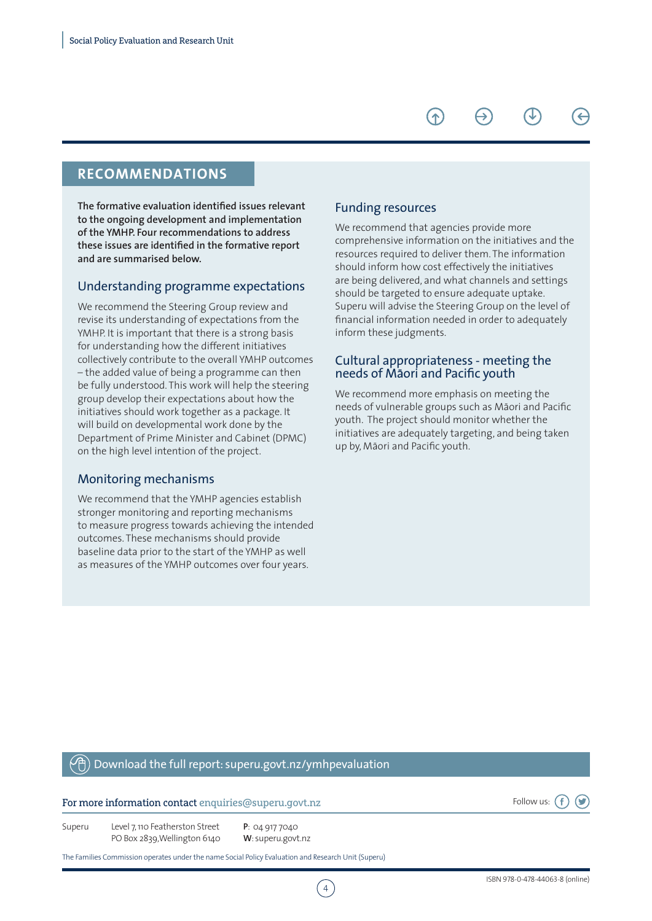## RECOMMENDATIONS

**The formative evaluation identified issues relevant to the ongoing development and implementation of the YMHP. Four recommendations to address these issues are identified in the formative report and are summarised below.**

### Understanding programme expectations

We recommend the Steering Group review and revise its understanding of expectations from the YMHP. It is important that there is a strong basis for understanding how the different initiatives collectively contribute to the overall YMHP outcomes – the added value of being a programme can then be fully understood. This work will help the steering group develop their expectations about how the initiatives should work together as a package. It will build on developmental work done by the Department of Prime Minister and Cabinet (DPMC) on the high level intention of the project.

### Monitoring mechanisms

We recommend that the YMHP agencies establish stronger monitoring and reporting mechanisms to measure progress towards achieving the intended outcomes. These mechanisms should provide baseline data prior to the start of the YMHP as well as measures of the YMHP outcomes over four years.

### Funding resources

We recommend that agencies provide more comprehensive information on the initiatives and the resources required to deliver them. The information should inform how cost effectively the initiatives are being delivered, and what channels and settings should be targeted to ensure adequate uptake. Superu will advise the Steering Group on the level of financial information needed in order to adequately inform these judgments.

### Cultural appropriateness - meeting the needs of Māori and Pacific youth

We recommend more emphasis on meeting the needs of vulnerable groups such as Māori and Pacific youth. The project should monitor whether the initiatives are adequately targeting, and being taken up by, Māori and Pacific youth.

Download the full report: superu.govt.nz/ymhpevaluation

**For more information contact** enquiries@superu.govt.nz

Follow us:

Superu  
Level 7, 110 Featherston Street  
PO Box 2839, Wellington 6140

**P**: 04 917 7040  
**W**: superu.govt.nz

The Families Commission operates under the name Social Policy Evaluation and Research Unit (Superu)

ISBN 978-0-478-44063-8 (online)